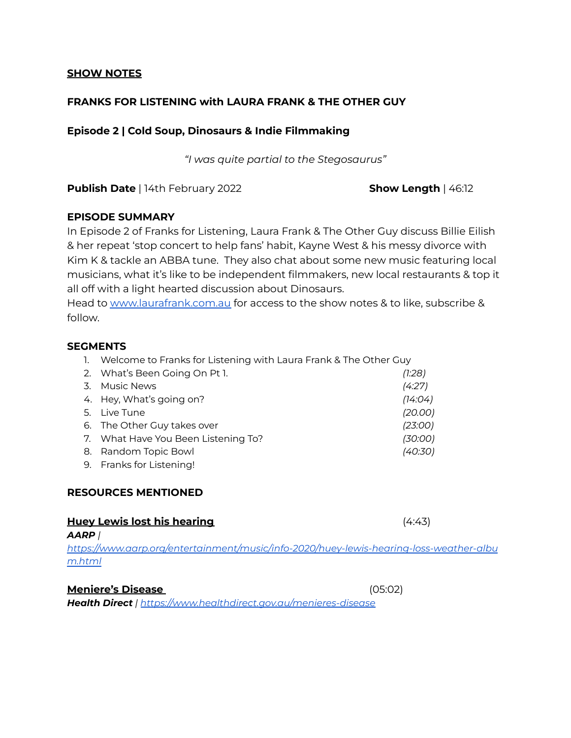**SHOW NOTES**

**FRANKS FOR LISTENING with LAURA FRANK & THE OTHER GUY**

**Episode 2 | Cold Soup, Dinosaurs & Indie Filmmaking**

*"I was quite partial to the Stegosaurus"*

**Publish Date** | 14th February 2022 **Show Length** | 46:12

**EPISODE SUMMARY**

In Episode 2 of Franks for Listening, Laura Frank & The Other Guy discuss Billie Eilish & her repeat 'stop concert to help fans' habit, Kayne West & his messy divorce with Kim K & tackle an ABBA tune. They also chat about some new music featuring local musicians, what it's like to be independent filmmakers, new local restaurants & top it all off with a light hearted discussion about Dinosaurs.
Head to www.laurafrank.com.au for access to the show notes & to like, subscribe & follow.

**SEGMENTS**

1. Welcome to Franks for Listening with Laura Frank & The Other Guy
2. What's Been Going On Pt 1. *(1:28)*
3. Music News *(4:27)*
4. Hey, What's going on? *(14:04)*
5. Live Tune *(20.00)*
6. The Other Guy takes over *(23:00)*
7. What Have You Been Listening To? *(30:00)*
8. Random Topic Bowl *(40:30)*
9. Franks for Listening!

**RESOURCES MENTIONED**

**Huey Lewis lost his hearing** (4:43)
***AARP*** | *https://www.aarp.org/entertainment/music/info-2020/huey-lewis-hearing-loss-weather-album.html*

**Meniere's Disease** (05:02)
***Health Direct*** | *https://www.healthdirect.gov.au/menieres-disease*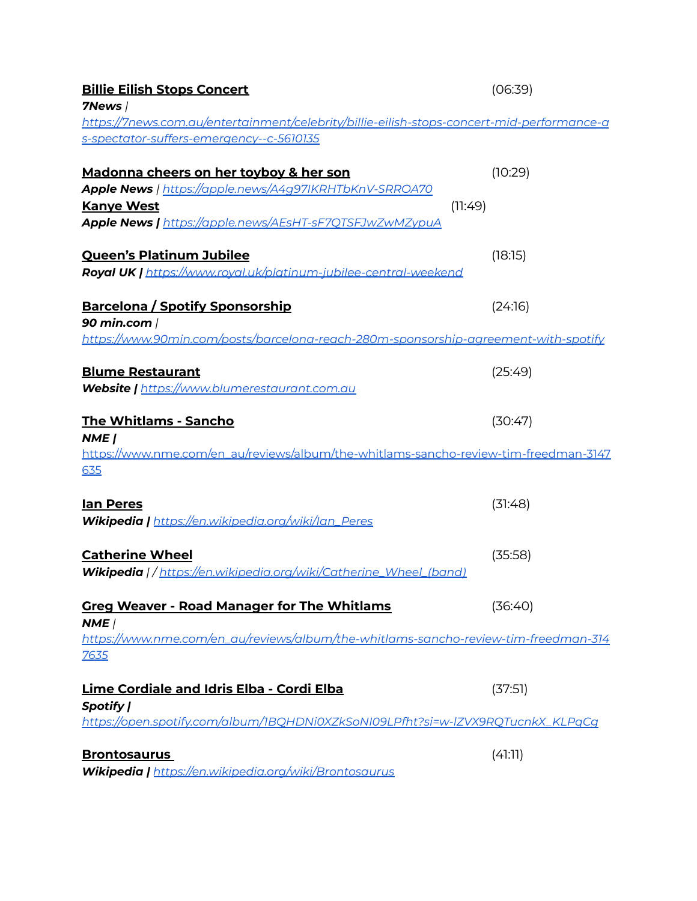**Billie Eilish Stops Concert** (06:39)
***7News*** *| [https://7news.com.au/entertainment/celebrity/billie-eilish-stops-concert-mid-performance-as-spectator-suffers-emergency--c-5610135](https://7news.com.au/entertainment/celebrity/billie-eilish-stops-concert-mid-performance-as-spectator-suffers-emergency--c-5610135)*

**Madonna cheers on her toyboy & her son** (10:29)
***Apple News*** *| [https://apple.news/A4g97IKRHTbKnV-SRROA70](https://apple.news/A4g97IKRHTbKnV-SRROA70)*
**Kanye West** (11:49)
***Apple News |*** *[https://apple.news/AEsHT-sF7QTSFJwZwMZypuA](https://apple.news/AEsHT-sF7QTSFJwZwMZypuA)*

**Queen's Platinum Jubilee** (18:15)
***Royal UK |*** *[https://www.royal.uk/platinum-jubilee-central-weekend](https://www.royal.uk/platinum-jubilee-central-weekend)*

**Barcelona / Spotify Sponsorship** (24:16)
***90 min.com*** *| [https://www.90min.com/posts/barcelona-reach-280m-sponsorship-agreement-with-spotify](https://www.90min.com/posts/barcelona-reach-280m-sponsorship-agreement-with-spotify)*

**Blume Restaurant** (25:49)
***Website |*** *[https://www.blumerestaurant.com.au](https://www.blumerestaurant.com.au)*

**The Whitlams - Sancho** (30:47)
***NME |***
[https://www.nme.com/en_au/reviews/album/the-whitlams-sancho-review-tim-freedman-3147635](https://www.nme.com/en_au/reviews/album/the-whitlams-sancho-review-tim-freedman-3147635)

**Ian Peres** (31:48)
***Wikipedia |*** *[https://en.wikipedia.org/wiki/Ian_Peres](https://en.wikipedia.org/wiki/Ian_Peres)*

**Catherine Wheel** (35:58)
***Wikipedia*** *| / [https://en.wikipedia.org/wiki/Catherine_Wheel_(band)](https://en.wikipedia.org/wiki/Catherine_Wheel_(band))*

**Greg Weaver - Road Manager for The Whitlams** (36:40)
***NME*** *|*
*[https://www.nme.com/en_au/reviews/album/the-whitlams-sancho-review-tim-freedman-3147635](https://www.nme.com/en_au/reviews/album/the-whitlams-sancho-review-tim-freedman-3147635)*

**Lime Cordiale and Idris Elba - Cordi Elba** (37:51)
***Spotify |***
*[https://open.spotify.com/album/1BQHDNi0XZkSoNI09LPfht?si=w-lZVX9RQTucnkX_KLPqCg](https://open.spotify.com/album/1BQHDNi0XZkSoNI09LPfht?si=w-lZVX9RQTucnkX_KLPqCg)*

**Brontosaurus** (41:11)
***Wikipedia |*** *[https://en.wikipedia.org/wiki/Brontosaurus](https://en.wikipedia.org/wiki/Brontosaurus)*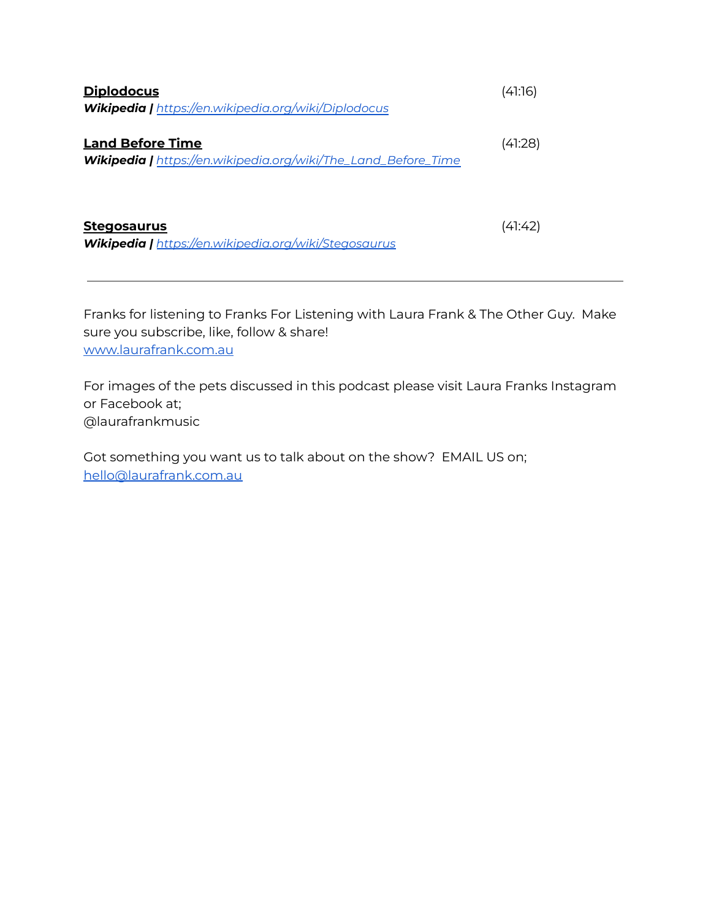**Diplodocus** (41:16)
***Wikipedia |*** *https://en.wikipedia.org/wiki/Diplodocus*

**Land Before Time** (41:28)
***Wikipedia |*** *https://en.wikipedia.org/wiki/The_Land_Before_Time*

**Stegosaurus** (41:42)
***Wikipedia |*** *https://en.wikipedia.org/wiki/Stegosaurus*

---

Franks for listening to Franks For Listening with Laura Frank & The Other Guy. Make sure you subscribe, like, follow & share!
www.laurafrank.com.au

For images of the pets discussed in this podcast please visit Laura Franks Instagram or Facebook at;
@laurafrankmusic

Got something you want us to talk about on the show? EMAIL US on;
hello@laurafrank.com.au